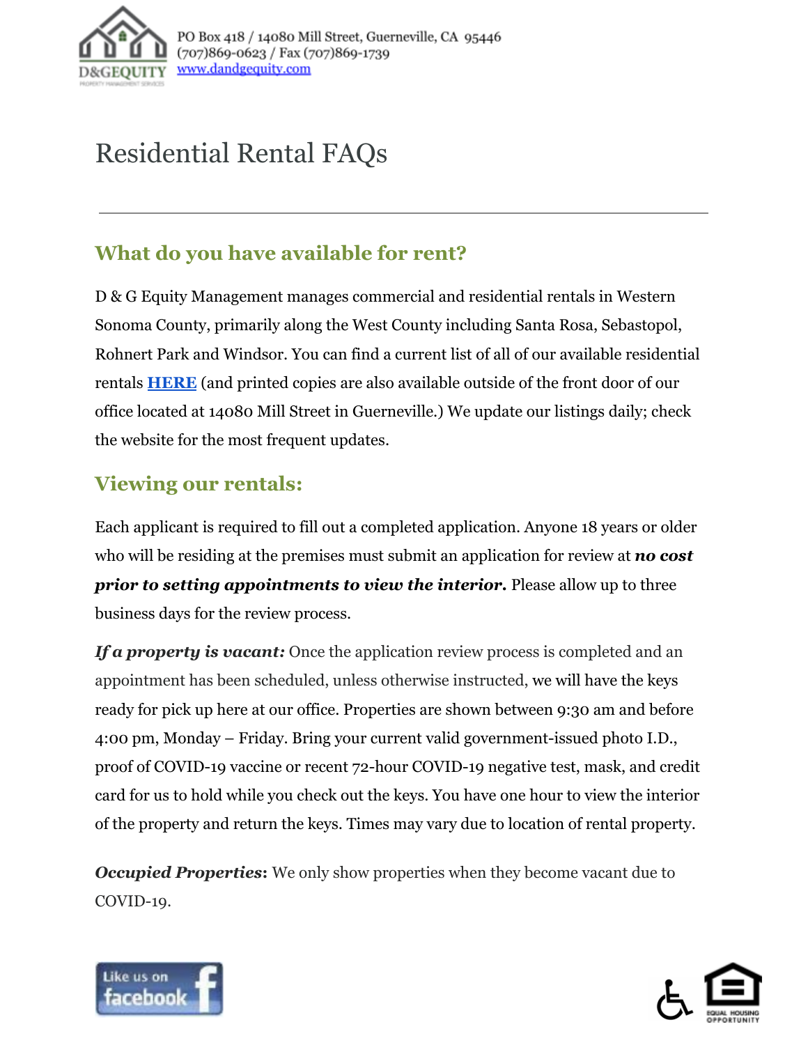PO Box 418 / 14080 Mill Street, Guerneville, CA 95446
(707)869-0623 / Fax (707)869-1739
www.dandgequity.com

# Residential Rental FAQs

---

## What do you have available for rent?

D & G Equity Management manages commercial and residential rentals in Western Sonoma County, primarily along the West County including Santa Rosa, Sebastopol, Rohnert Park and Windsor. You can find a current list of all of our available residential rentals **HERE** (and printed copies are also available outside of the front door of our office located at 14080 Mill Street in Guerneville.) We update our listings daily; check the website for the most frequent updates.

## Viewing our rentals:

Each applicant is required to fill out a completed application. Anyone 18 years or older who will be residing at the premises must submit an application for review at ***no cost prior to setting appointments to view the interior.*** Please allow up to three business days for the review process.

***If a property is vacant:*** Once the application review process is completed and an appointment has been scheduled, unless otherwise instructed, we will have the keys ready for pick up here at our office. Properties are shown between 9:30 am and before 4:00 pm, Monday – Friday. Bring your current valid government-issued photo I.D., proof of COVID-19 vaccine or recent 72-hour COVID-19 negative test, mask, and credit card for us to hold while you check out the keys. You have one hour to view the interior of the property and return the keys. Times may vary due to location of rental property.

***Occupied Properties*:** We only show properties when they become vacant due to COVID-19.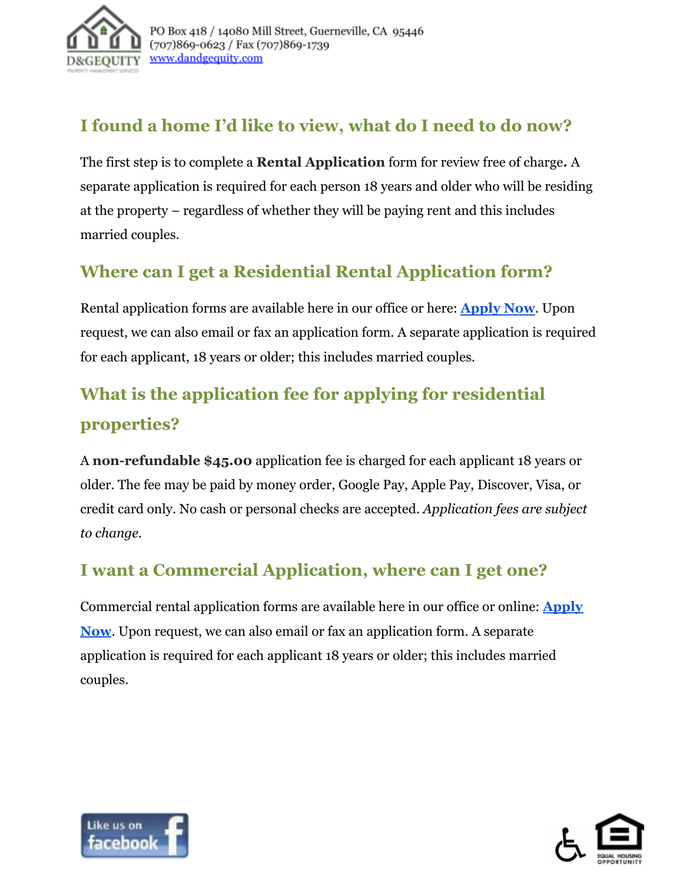## I found a home I'd like to view, what do I need to do now?

The first step is to complete a **Rental Application** form for review free of charge**.** A separate application is required for each person 18 years and older who will be residing at the property – regardless of whether they will be paying rent and this includes married couples.

## Where can I get a Residential Rental Application form?

Rental application forms are available here in our office or here: **Apply Now**. Upon request, we can also email or fax an application form. A separate application is required for each applicant, 18 years or older; this includes married couples.

## What is the application fee for applying for residential properties?

A **non-refundable $45.00** application fee is charged for each applicant 18 years or older. The fee may be paid by money order, Google Pay, Apple Pay, Discover, Visa, or credit card only. No cash or personal checks are accepted. *Application fees are subject to change.*

## I want a Commercial Application, where can I get one?

Commercial rental application forms are available here in our office or online: **Apply Now**. Upon request, we can also email or fax an application form. A separate application is required for each applicant 18 years or older; this includes married couples.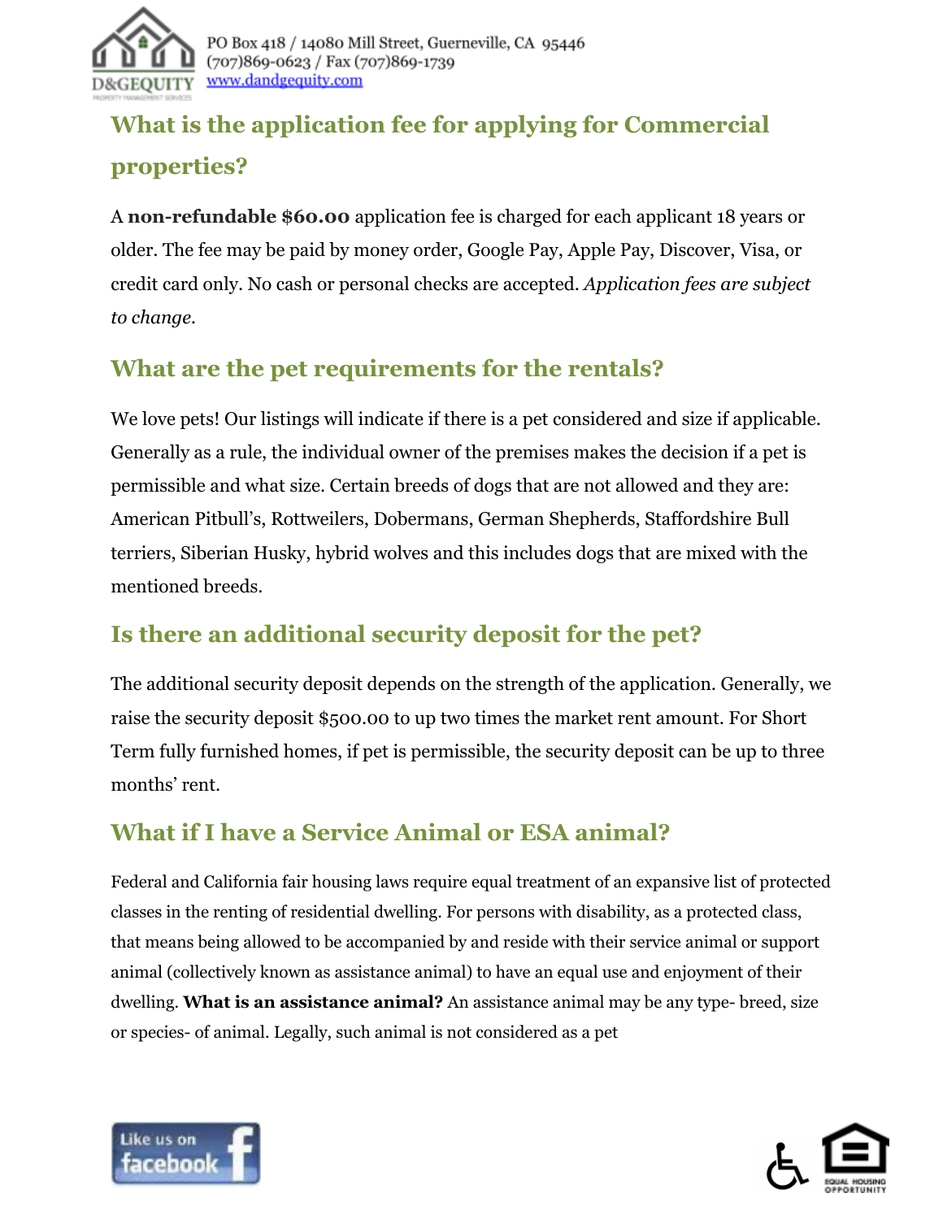## What is the application fee for applying for Commercial properties?

A **non-refundable $60.00** application fee is charged for each applicant 18 years or older. The fee may be paid by money order, Google Pay, Apple Pay, Discover, Visa, or credit card only. No cash or personal checks are accepted. *Application fees are subject to change.*

## What are the pet requirements for the rentals?

We love pets! Our listings will indicate if there is a pet considered and size if applicable. Generally as a rule, the individual owner of the premises makes the decision if a pet is permissible and what size. Certain breeds of dogs that are not allowed and they are: American Pitbull's, Rottweilers, Dobermans, German Shepherds, Staffordshire Bull terriers, Siberian Husky, hybrid wolves and this includes dogs that are mixed with the mentioned breeds.

## Is there an additional security deposit for the pet?

The additional security deposit depends on the strength of the application. Generally, we raise the security deposit $500.00 to up two times the market rent amount. For Short Term fully furnished homes, if pet is permissible, the security deposit can be up to three months' rent.

## What if I have a Service Animal or ESA animal?

Federal and California fair housing laws require equal treatment of an expansive list of protected classes in the renting of residential dwelling. For persons with disability, as a protected class, that means being allowed to be accompanied by and reside with their service animal or support animal (collectively known as assistance animal) to have an equal use and enjoyment of their dwelling. **What is an assistance animal?** An assistance animal may be any type- breed, size or species- of animal. Legally, such animal is not considered as a pet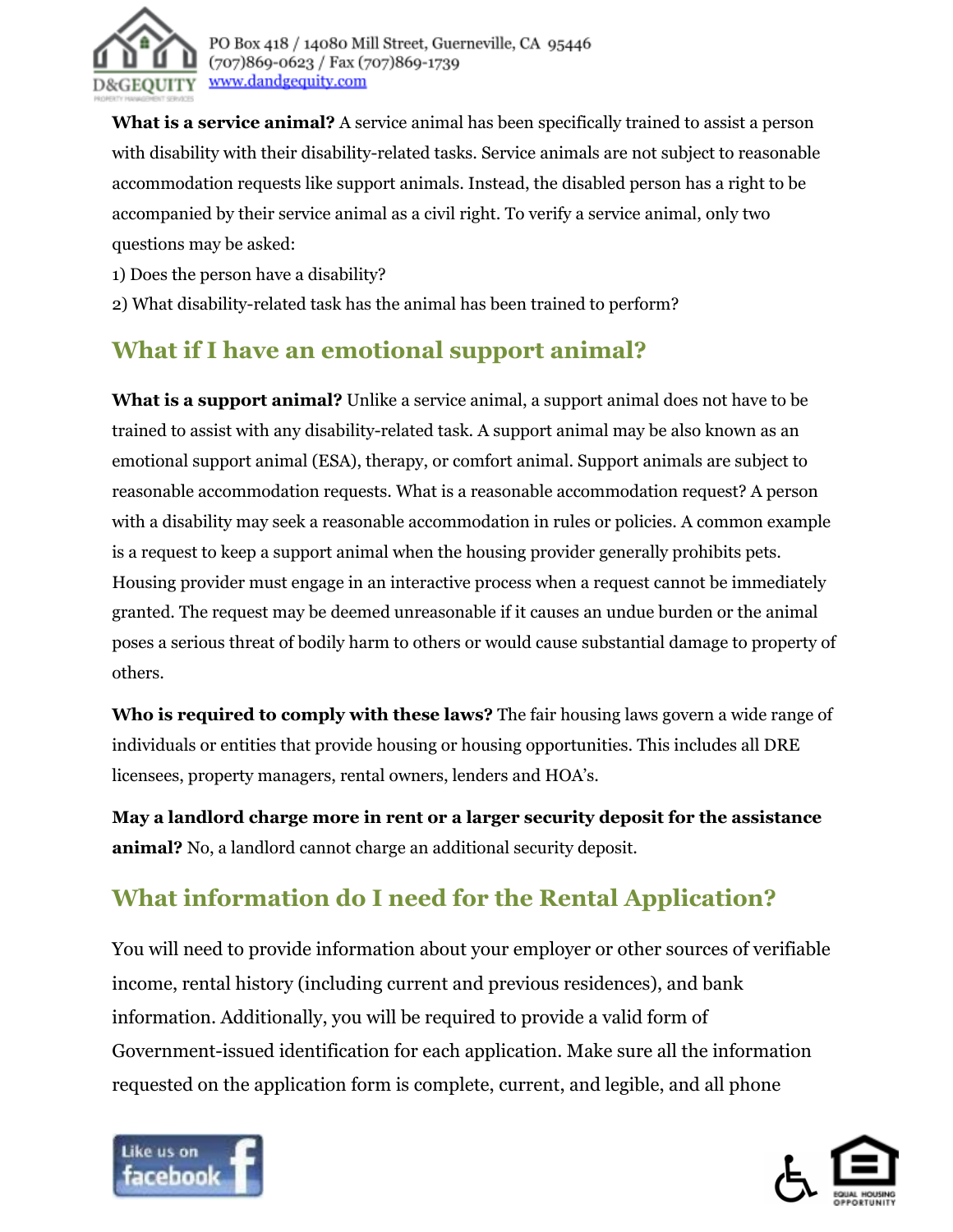**What is a service animal?** A service animal has been specifically trained to assist a person with disability with their disability-related tasks. Service animals are not subject to reasonable accommodation requests like support animals. Instead, the disabled person has a right to be accompanied by their service animal as a civil right. To verify a service animal, only two questions may be asked:

1) Does the person have a disability?

2) What disability-related task has the animal has been trained to perform?

## What if I have an emotional support animal?

**What is a support animal?** Unlike a service animal, a support animal does not have to be trained to assist with any disability-related task. A support animal may be also known as an emotional support animal (ESA), therapy, or comfort animal. Support animals are subject to reasonable accommodation requests. What is a reasonable accommodation request? A person with a disability may seek a reasonable accommodation in rules or policies. A common example is a request to keep a support animal when the housing provider generally prohibits pets. Housing provider must engage in an interactive process when a request cannot be immediately granted. The request may be deemed unreasonable if it causes an undue burden or the animal poses a serious threat of bodily harm to others or would cause substantial damage to property of others.

**Who is required to comply with these laws?** The fair housing laws govern a wide range of individuals or entities that provide housing or housing opportunities. This includes all DRE licensees, property managers, rental owners, lenders and HOA's.

**May a landlord charge more in rent or a larger security deposit for the assistance animal?** No, a landlord cannot charge an additional security deposit.

## What information do I need for the Rental Application?

You will need to provide information about your employer or other sources of verifiable income, rental history (including current and previous residences), and bank information. Additionally, you will be required to provide a valid form of Government-issued identification for each application. Make sure all the information requested on the application form is complete, current, and legible, and all phone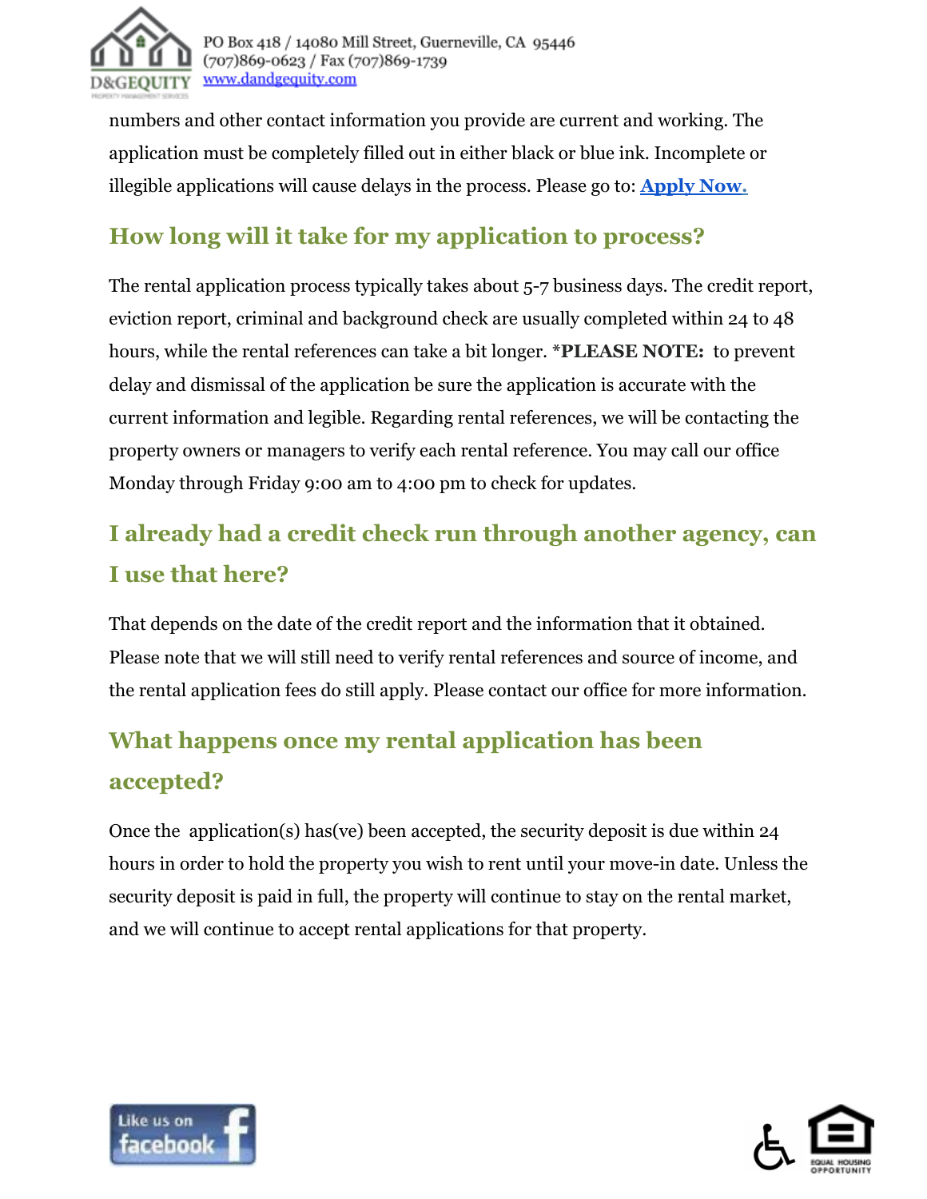numbers and other contact information you provide are current and working. The application must be completely filled out in either black or blue ink. Incomplete or illegible applications will cause delays in the process. Please go to: **Apply Now.**

## How long will it take for my application to process?

The rental application process typically takes about 5-7 business days. The credit report, eviction report, criminal and background check are usually completed within 24 to 48 hours, while the rental references can take a bit longer. ***PLEASE NOTE:** to prevent delay and dismissal of the application be sure the application is accurate with the current information and legible. Regarding rental references, we will be contacting the property owners or managers to verify each rental reference. You may call our office Monday through Friday 9:00 am to 4:00 pm to check for updates.

## I already had a credit check run through another agency, can I use that here?

That depends on the date of the credit report and the information that it obtained. Please note that we will still need to verify rental references and source of income, and the rental application fees do still apply. Please contact our office for more information.

## What happens once my rental application has been accepted?

Once the application(s) has(ve) been accepted, the security deposit is due within 24 hours in order to hold the property you wish to rent until your move-in date. Unless the security deposit is paid in full, the property will continue to stay on the rental market, and we will continue to accept rental applications for that property.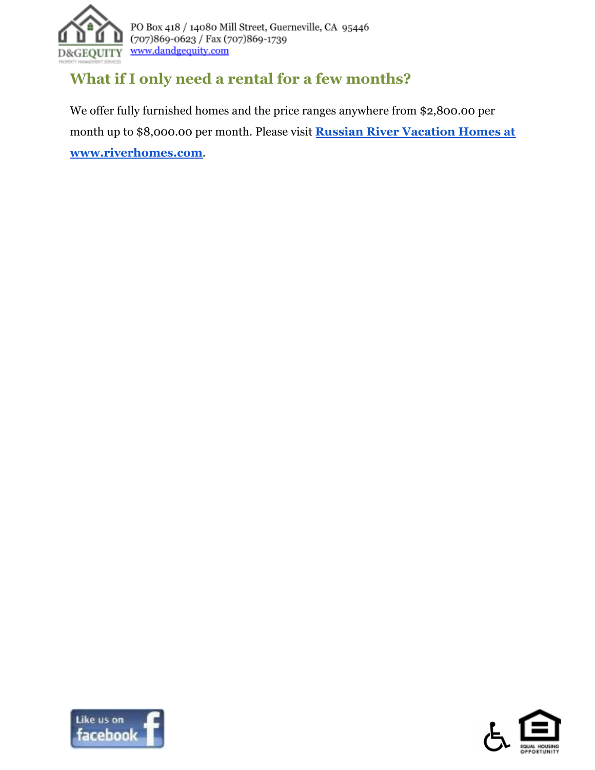PO Box 418 / 14080 Mill Street, Guerneville, CA 95446
(707)869-0623 / Fax (707)869-1739
www.dandgequity.com

## What if I only need a rental for a few months?

We offer fully furnished homes and the price ranges anywhere from $2,800.00 per month up to $8,000.00 per month. Please visit **Russian River Vacation Homes at www.riverhomes.com**.